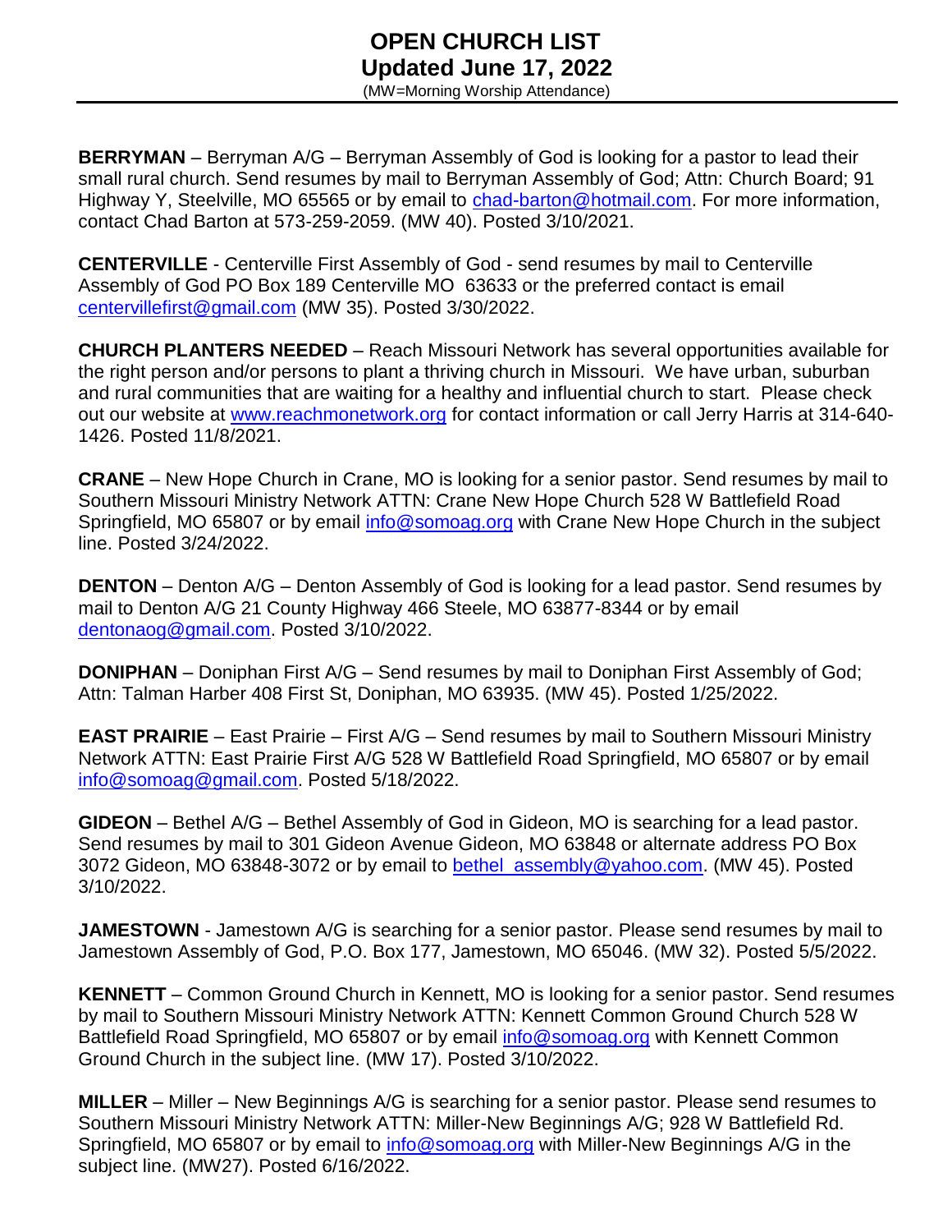# OPEN CHURCH LIST
## Updated June 17, 2022

(MW=Morning Worship Attendance)

**BERRYMAN** – Berryman A/G – Berryman Assembly of God is looking for a pastor to lead their small rural church. Send resumes by mail to Berryman Assembly of God; Attn: Church Board; 91 Highway Y, Steelville, MO 65565 or by email to chad-barton@hotmail.com. For more information, contact Chad Barton at 573-259-2059. (MW 40). Posted 3/10/2021.

**CENTERVILLE** - Centerville First Assembly of God - send resumes by mail to Centerville Assembly of God PO Box 189 Centerville MO 63633 or the preferred contact is email centervillefirst@gmail.com (MW 35). Posted 3/30/2022.

**CHURCH PLANTERS NEEDED** – Reach Missouri Network has several opportunities available for the right person and/or persons to plant a thriving church in Missouri. We have urban, suburban and rural communities that are waiting for a healthy and influential church to start. Please check out our website at www.reachmonetwork.org for contact information or call Jerry Harris at 314-640-1426. Posted 11/8/2021.

**CRANE** – New Hope Church in Crane, MO is looking for a senior pastor. Send resumes by mail to Southern Missouri Ministry Network ATTN: Crane New Hope Church 528 W Battlefield Road Springfield, MO 65807 or by email info@somoag.org with Crane New Hope Church in the subject line. Posted 3/24/2022.

**DENTON** – Denton A/G – Denton Assembly of God is looking for a lead pastor. Send resumes by mail to Denton A/G 21 County Highway 466 Steele, MO 63877-8344 or by email dentonaog@gmail.com. Posted 3/10/2022.

**DONIPHAN** – Doniphan First A/G – Send resumes by mail to Doniphan First Assembly of God; Attn: Talman Harber 408 First St, Doniphan, MO 63935. (MW 45). Posted 1/25/2022.

**EAST PRAIRIE** – East Prairie – First A/G – Send resumes by mail to Southern Missouri Ministry Network ATTN: East Prairie First A/G 528 W Battlefield Road Springfield, MO 65807 or by email info@somoag@gmail.com. Posted 5/18/2022.

**GIDEON** – Bethel A/G – Bethel Assembly of God in Gideon, MO is searching for a lead pastor. Send resumes by mail to 301 Gideon Avenue Gideon, MO 63848 or alternate address PO Box 3072 Gideon, MO 63848-3072 or by email to bethel_assembly@yahoo.com. (MW 45). Posted 3/10/2022.

**JAMESTOWN** - Jamestown A/G is searching for a senior pastor. Please send resumes by mail to Jamestown Assembly of God, P.O. Box 177, Jamestown, MO 65046. (MW 32). Posted 5/5/2022.

**KENNETT** – Common Ground Church in Kennett, MO is looking for a senior pastor. Send resumes by mail to Southern Missouri Ministry Network ATTN: Kennett Common Ground Church 528 W Battlefield Road Springfield, MO 65807 or by email info@somoag.org with Kennett Common Ground Church in the subject line. (MW 17). Posted 3/10/2022.

**MILLER** – Miller – New Beginnings A/G is searching for a senior pastor. Please send resumes to Southern Missouri Ministry Network ATTN: Miller-New Beginnings A/G; 928 W Battlefield Rd. Springfield, MO 65807 or by email to info@somoag.org with Miller-New Beginnings A/G in the subject line. (MW27). Posted 6/16/2022.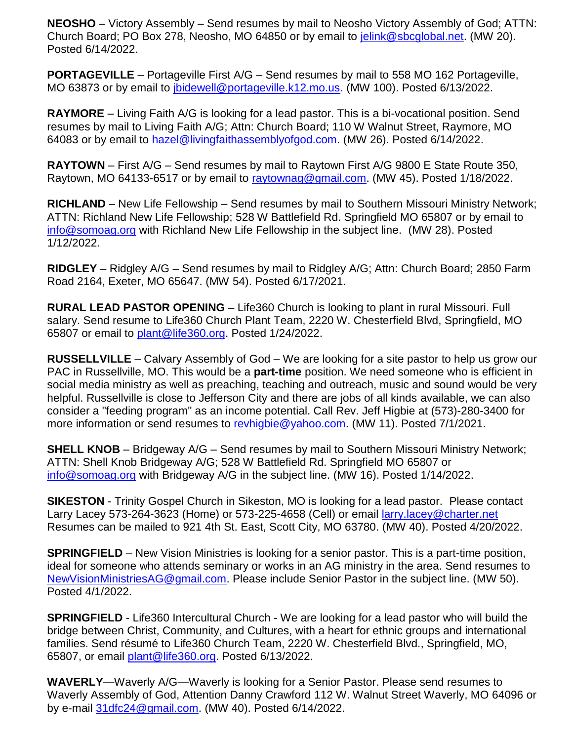**NEOSHO** – Victory Assembly – Send resumes by mail to Neosho Victory Assembly of God; ATTN: Church Board; PO Box 278, Neosho, MO 64850 or by email to jelink@sbcglobal.net. (MW 20). Posted 6/14/2022.

**PORTAGEVILLE** – Portageville First A/G – Send resumes by mail to 558 MO 162 Portageville, MO 63873 or by email to jbidewell@portageville.k12.mo.us. (MW 100). Posted 6/13/2022.

**RAYMORE** – Living Faith A/G is looking for a lead pastor. This is a bi-vocational position. Send resumes by mail to Living Faith A/G; Attn: Church Board; 110 W Walnut Street, Raymore, MO 64083 or by email to hazel@livingfaithassemblyofgod.com. (MW 26). Posted 6/14/2022.

**RAYTOWN** – First A/G – Send resumes by mail to Raytown First A/G 9800 E State Route 350, Raytown, MO 64133-6517 or by email to raytownag@gmail.com. (MW 45). Posted 1/18/2022.

**RICHLAND** – New Life Fellowship – Send resumes by mail to Southern Missouri Ministry Network; ATTN: Richland New Life Fellowship; 528 W Battlefield Rd. Springfield MO 65807 or by email to info@somoag.org with Richland New Life Fellowship in the subject line. (MW 28). Posted 1/12/2022.

**RIDGLEY** – Ridgley A/G – Send resumes by mail to Ridgley A/G; Attn: Church Board; 2850 Farm Road 2164, Exeter, MO 65647. (MW 54). Posted 6/17/2021.

**RURAL LEAD PASTOR OPENING** – Life360 Church is looking to plant in rural Missouri. Full salary. Send resume to Life360 Church Plant Team, 2220 W. Chesterfield Blvd, Springfield, MO 65807 or email to plant@life360.org. Posted 1/24/2022.

**RUSSELLVILLE** – Calvary Assembly of God – We are looking for a site pastor to help us grow our PAC in Russellville, MO. This would be a **part-time** position. We need someone who is efficient in social media ministry as well as preaching, teaching and outreach, music and sound would be very helpful. Russellville is close to Jefferson City and there are jobs of all kinds available, we can also consider a "feeding program" as an income potential. Call Rev. Jeff Higbie at (573)-280-3400 for more information or send resumes to revhigbie@yahoo.com. (MW 11). Posted 7/1/2021.

**SHELL KNOB** – Bridgeway A/G – Send resumes by mail to Southern Missouri Ministry Network; ATTN: Shell Knob Bridgeway A/G; 528 W Battlefield Rd. Springfield MO 65807 or info@somoag.org with Bridgeway A/G in the subject line. (MW 16). Posted 1/14/2022.

**SIKESTON** - Trinity Gospel Church in Sikeston, MO is looking for a lead pastor. Please contact Larry Lacey 573-264-3623 (Home) or 573-225-4658 (Cell) or email larry.lacey@charter.net Resumes can be mailed to 921 4th St. East, Scott City, MO 63780. (MW 40). Posted 4/20/2022.

**SPRINGFIELD** – New Vision Ministries is looking for a senior pastor. This is a part-time position, ideal for someone who attends seminary or works in an AG ministry in the area. Send resumes to NewVisionMinistriesAG@gmail.com. Please include Senior Pastor in the subject line. (MW 50). Posted 4/1/2022.

**SPRINGFIELD** - Life360 Intercultural Church - We are looking for a lead pastor who will build the bridge between Christ, Community, and Cultures, with a heart for ethnic groups and international families. Send résumé to Life360 Church Team, 2220 W. Chesterfield Blvd., Springfield, MO, 65807, or email plant@life360.org. Posted 6/13/2022.

**WAVERLY**—Waverly A/G—Waverly is looking for a Senior Pastor. Please send resumes to Waverly Assembly of God, Attention Danny Crawford 112 W. Walnut Street Waverly, MO 64096 or by e-mail 31dfc24@gmail.com. (MW 40). Posted 6/14/2022.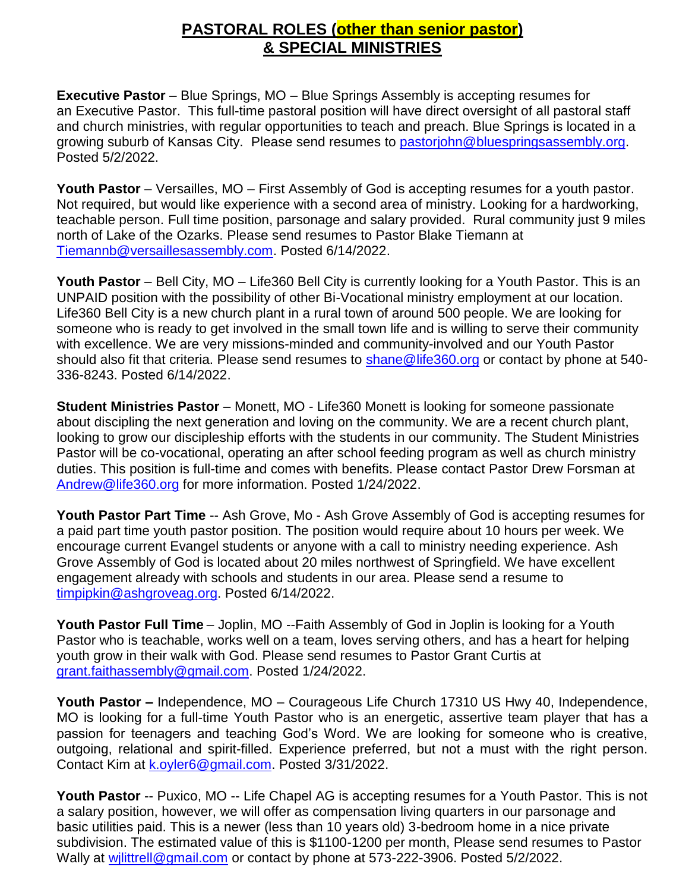## PASTORAL ROLES (other than senior pastor) & SPECIAL MINISTRIES

**Executive Pastor** – Blue Springs, MO – Blue Springs Assembly is accepting resumes for an Executive Pastor. This full-time pastoral position will have direct oversight of all pastoral staff and church ministries, with regular opportunities to teach and preach. Blue Springs is located in a growing suburb of Kansas City. Please send resumes to pastorjohn@bluespringsassembly.org. Posted 5/2/2022.

**Youth Pastor** – Versailles, MO – First Assembly of God is accepting resumes for a youth pastor. Not required, but would like experience with a second area of ministry. Looking for a hardworking, teachable person. Full time position, parsonage and salary provided. Rural community just 9 miles north of Lake of the Ozarks. Please send resumes to Pastor Blake Tiemann at Tiemannb@versaillesassembly.com. Posted 6/14/2022.

**Youth Pastor** – Bell City, MO – Life360 Bell City is currently looking for a Youth Pastor. This is an UNPAID position with the possibility of other Bi-Vocational ministry employment at our location. Life360 Bell City is a new church plant in a rural town of around 500 people. We are looking for someone who is ready to get involved in the small town life and is willing to serve their community with excellence. We are very missions-minded and community-involved and our Youth Pastor should also fit that criteria. Please send resumes to shane@life360.org or contact by phone at 540-336-8243. Posted 6/14/2022.

**Student Ministries Pastor** – Monett, MO - Life360 Monett is looking for someone passionate about discipling the next generation and loving on the community. We are a recent church plant, looking to grow our discipleship efforts with the students in our community. The Student Ministries Pastor will be co-vocational, operating an after school feeding program as well as church ministry duties. This position is full-time and comes with benefits. Please contact Pastor Drew Forsman at Andrew@life360.org for more information. Posted 1/24/2022.

**Youth Pastor Part Time** -- Ash Grove, Mo - Ash Grove Assembly of God is accepting resumes for a paid part time youth pastor position. The position would require about 10 hours per week. We encourage current Evangel students or anyone with a call to ministry needing experience. Ash Grove Assembly of God is located about 20 miles northwest of Springfield. We have excellent engagement already with schools and students in our area. Please send a resume to timpipkin@ashgroveag.org. Posted 6/14/2022.

**Youth Pastor Full Time** – Joplin, MO --Faith Assembly of God in Joplin is looking for a Youth Pastor who is teachable, works well on a team, loves serving others, and has a heart for helping youth grow in their walk with God. Please send resumes to Pastor Grant Curtis at grant.faithassembly@gmail.com. Posted 1/24/2022.

**Youth Pastor –** Independence, MO – Courageous Life Church 17310 US Hwy 40, Independence, MO is looking for a full-time Youth Pastor who is an energetic, assertive team player that has a passion for teenagers and teaching God's Word. We are looking for someone who is creative, outgoing, relational and spirit-filled. Experience preferred, but not a must with the right person. Contact Kim at k.oyler6@gmail.com. Posted 3/31/2022.

**Youth Pastor** -- Puxico, MO -- Life Chapel AG is accepting resumes for a Youth Pastor. This is not a salary position, however, we will offer as compensation living quarters in our parsonage and basic utilities paid. This is a newer (less than 10 years old) 3-bedroom home in a nice private subdivision. The estimated value of this is $1100-1200 per month, Please send resumes to Pastor Wally at wjlittrell@gmail.com or contact by phone at 573-222-3906. Posted 5/2/2022.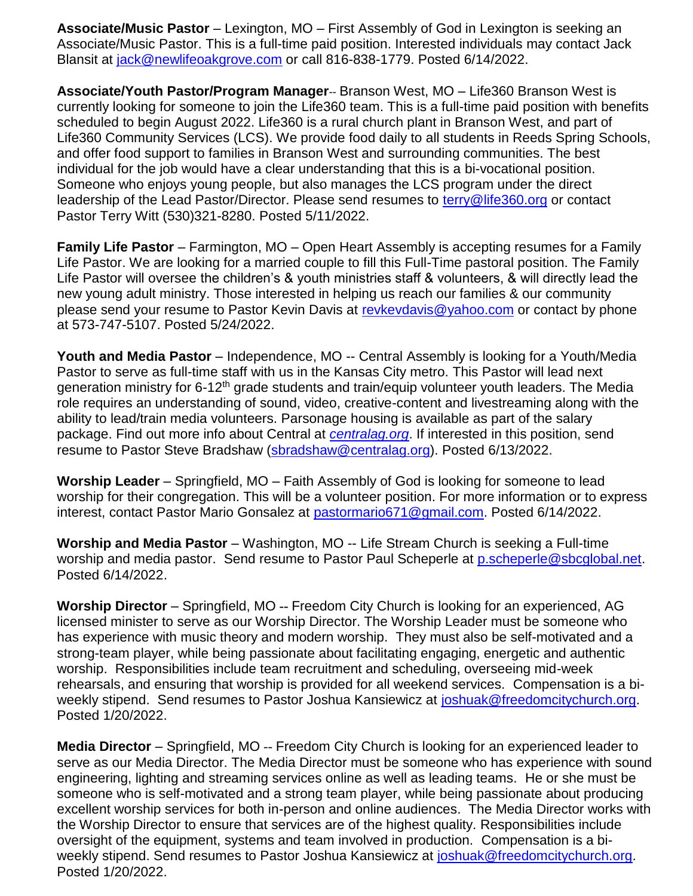**Associate/Music Pastor** – Lexington, MO – First Assembly of God in Lexington is seeking an Associate/Music Pastor. This is a full-time paid position. Interested individuals may contact Jack Blansit at jack@newlifeoakgrove.com or call 816-838-1779. Posted 6/14/2022.

**Associate/Youth Pastor/Program Manager**-- Branson West, MO – Life360 Branson West is currently looking for someone to join the Life360 team. This is a full-time paid position with benefits scheduled to begin August 2022. Life360 is a rural church plant in Branson West, and part of Life360 Community Services (LCS). We provide food daily to all students in Reeds Spring Schools, and offer food support to families in Branson West and surrounding communities. The best individual for the job would have a clear understanding that this is a bi-vocational position. Someone who enjoys young people, but also manages the LCS program under the direct leadership of the Lead Pastor/Director. Please send resumes to terry@life360.org or contact Pastor Terry Witt (530)321-8280. Posted 5/11/2022.

**Family Life Pastor** – Farmington, MO – Open Heart Assembly is accepting resumes for a Family Life Pastor. We are looking for a married couple to fill this Full-Time pastoral position. The Family Life Pastor will oversee the children's & youth ministries staff & volunteers, & will directly lead the new young adult ministry. Those interested in helping us reach our families & our community please send your resume to Pastor Kevin Davis at revkevdavis@yahoo.com or contact by phone at 573-747-5107. Posted 5/24/2022.

**Youth and Media Pastor** – Independence, MO -- Central Assembly is looking for a Youth/Media Pastor to serve as full-time staff with us in the Kansas City metro. This Pastor will lead next generation ministry for 6-12th grade students and train/equip volunteer youth leaders. The Media role requires an understanding of sound, video, creative-content and livestreaming along with the ability to lead/train media volunteers. Parsonage housing is available as part of the salary package. Find out more info about Central at *centralag.org*. If interested in this position, send resume to Pastor Steve Bradshaw (sbradshaw@centralag.org). Posted 6/13/2022.

**Worship Leader** – Springfield, MO – Faith Assembly of God is looking for someone to lead worship for their congregation. This will be a volunteer position. For more information or to express interest, contact Pastor Mario Gonsalez at pastormario671@gmail.com. Posted 6/14/2022.

**Worship and Media Pastor** – Washington, MO -- Life Stream Church is seeking a Full-time worship and media pastor. Send resume to Pastor Paul Scheperle at p.scheperle@sbcglobal.net. Posted 6/14/2022.

**Worship Director** – Springfield, MO -- Freedom City Church is looking for an experienced, AG licensed minister to serve as our Worship Director. The Worship Leader must be someone who has experience with music theory and modern worship. They must also be self-motivated and a strong-team player, while being passionate about facilitating engaging, energetic and authentic worship. Responsibilities include team recruitment and scheduling, overseeing mid-week rehearsals, and ensuring that worship is provided for all weekend services. Compensation is a bi-weekly stipend. Send resumes to Pastor Joshua Kansiewicz at joshuak@freedomcitychurch.org. Posted 1/20/2022.

**Media Director** – Springfield, MO -- Freedom City Church is looking for an experienced leader to serve as our Media Director. The Media Director must be someone who has experience with sound engineering, lighting and streaming services online as well as leading teams. He or she must be someone who is self-motivated and a strong team player, while being passionate about producing excellent worship services for both in-person and online audiences. The Media Director works with the Worship Director to ensure that services are of the highest quality. Responsibilities include oversight of the equipment, systems and team involved in production. Compensation is a bi-weekly stipend. Send resumes to Pastor Joshua Kansiewicz at joshuak@freedomcitychurch.org. Posted 1/20/2022.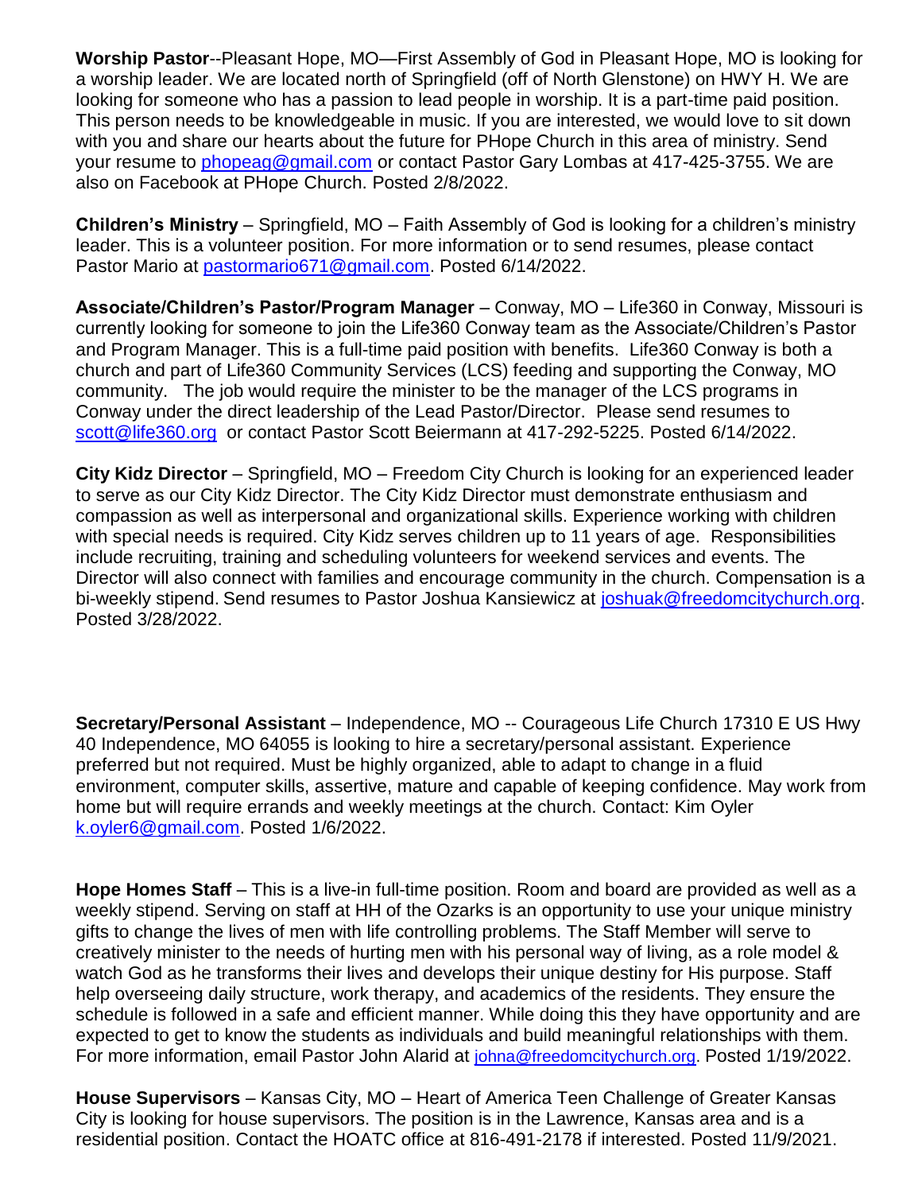**Worship Pastor**--Pleasant Hope, MO—First Assembly of God in Pleasant Hope, MO is looking for a worship leader. We are located north of Springfield (off of North Glenstone) on HWY H. We are looking for someone who has a passion to lead people in worship. It is a part-time paid position. This person needs to be knowledgeable in music. If you are interested, we would love to sit down with you and share our hearts about the future for PHope Church in this area of ministry. Send your resume to phopeag@gmail.com or contact Pastor Gary Lombas at 417-425-3755. We are also on Facebook at PHope Church. Posted 2/8/2022.

**Children's Ministry** – Springfield, MO – Faith Assembly of God is looking for a children's ministry leader. This is a volunteer position. For more information or to send resumes, please contact Pastor Mario at pastormario671@gmail.com. Posted 6/14/2022.

**Associate/Children's Pastor/Program Manager** – Conway, MO – Life360 in Conway, Missouri is currently looking for someone to join the Life360 Conway team as the Associate/Children's Pastor and Program Manager. This is a full-time paid position with benefits. Life360 Conway is both a church and part of Life360 Community Services (LCS) feeding and supporting the Conway, MO community. The job would require the minister to be the manager of the LCS programs in Conway under the direct leadership of the Lead Pastor/Director. Please send resumes to scott@life360.org or contact Pastor Scott Beiermann at 417-292-5225. Posted 6/14/2022.

**City Kidz Director** – Springfield, MO – Freedom City Church is looking for an experienced leader to serve as our City Kidz Director. The City Kidz Director must demonstrate enthusiasm and compassion as well as interpersonal and organizational skills. Experience working with children with special needs is required. City Kidz serves children up to 11 years of age. Responsibilities include recruiting, training and scheduling volunteers for weekend services and events. The Director will also connect with families and encourage community in the church. Compensation is a bi-weekly stipend. Send resumes to Pastor Joshua Kansiewicz at joshuak@freedomcitychurch.org. Posted 3/28/2022.

**Secretary/Personal Assistant** – Independence, MO -- Courageous Life Church 17310 E US Hwy 40 Independence, MO 64055 is looking to hire a secretary/personal assistant. Experience preferred but not required. Must be highly organized, able to adapt to change in a fluid environment, computer skills, assertive, mature and capable of keeping confidence. May work from home but will require errands and weekly meetings at the church. Contact: Kim Oyler k.oyler6@gmail.com. Posted 1/6/2022.

**Hope Homes Staff** – This is a live-in full-time position. Room and board are provided as well as a weekly stipend. Serving on staff at HH of the Ozarks is an opportunity to use your unique ministry gifts to change the lives of men with life controlling problems. The Staff Member will serve to creatively minister to the needs of hurting men with his personal way of living, as a role model & watch God as he transforms their lives and develops their unique destiny for His purpose. Staff help overseeing daily structure, work therapy, and academics of the residents. They ensure the schedule is followed in a safe and efficient manner. While doing this they have opportunity and are expected to get to know the students as individuals and build meaningful relationships with them. For more information, email Pastor John Alarid at johna@freedomcitychurch.org. Posted 1/19/2022.

**House Supervisors** – Kansas City, MO – Heart of America Teen Challenge of Greater Kansas City is looking for house supervisors. The position is in the Lawrence, Kansas area and is a residential position. Contact the HOATC office at 816-491-2178 if interested. Posted 11/9/2021.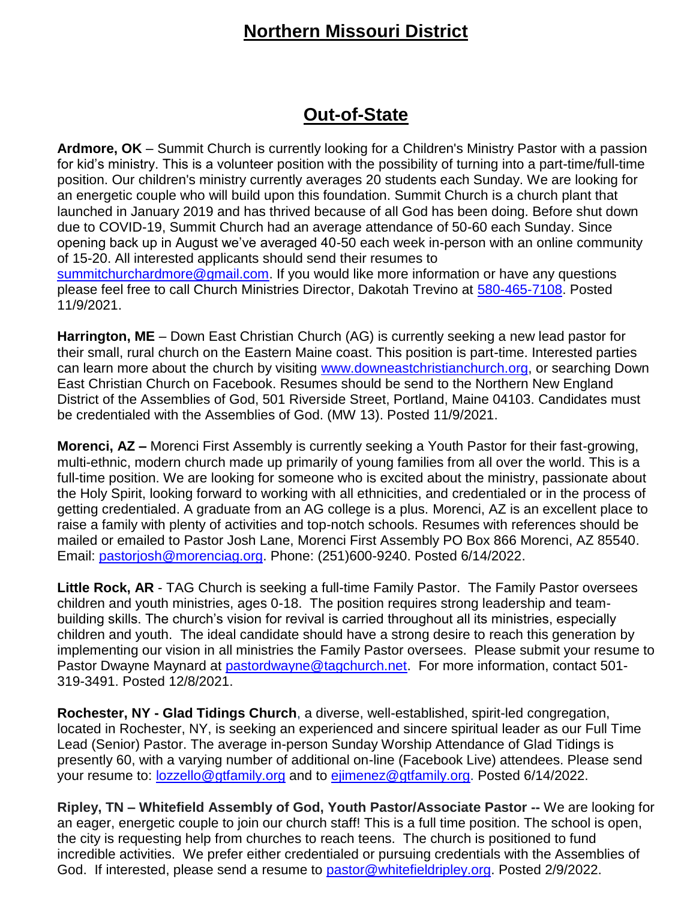# Northern Missouri District

## Out-of-State

**Ardmore, OK** – Summit Church is currently looking for a Children's Ministry Pastor with a passion for kid's ministry. This is a volunteer position with the possibility of turning into a part-time/full-time position. Our children's ministry currently averages 20 students each Sunday. We are looking for an energetic couple who will build upon this foundation. Summit Church is a church plant that launched in January 2019 and has thrived because of all God has been doing. Before shut down due to COVID-19, Summit Church had an average attendance of 50-60 each Sunday. Since opening back up in August we've averaged 40-50 each week in-person with an online community of 15-20. All interested applicants should send their resumes to summitchurchardmore@gmail.com. If you would like more information or have any questions please feel free to call Church Ministries Director, Dakotah Trevino at 580-465-7108. Posted 11/9/2021.

**Harrington, ME** – Down East Christian Church (AG) is currently seeking a new lead pastor for their small, rural church on the Eastern Maine coast. This position is part-time. Interested parties can learn more about the church by visiting www.downeastchristianchurch.org, or searching Down East Christian Church on Facebook. Resumes should be send to the Northern New England District of the Assemblies of God, 501 Riverside Street, Portland, Maine 04103. Candidates must be credentialed with the Assemblies of God. (MW 13). Posted 11/9/2021.

**Morenci, AZ –** Morenci First Assembly is currently seeking a Youth Pastor for their fast-growing, multi-ethnic, modern church made up primarily of young families from all over the world. This is a full-time position. We are looking for someone who is excited about the ministry, passionate about the Holy Spirit, looking forward to working with all ethnicities, and credentialed or in the process of getting credentialed. A graduate from an AG college is a plus. Morenci, AZ is an excellent place to raise a family with plenty of activities and top-notch schools. Resumes with references should be mailed or emailed to Pastor Josh Lane, Morenci First Assembly PO Box 866 Morenci, AZ 85540. Email: pastorjosh@morenciag.org. Phone: (251)600-9240. Posted 6/14/2022.

**Little Rock, AR** - TAG Church is seeking a full-time Family Pastor. The Family Pastor oversees children and youth ministries, ages 0-18. The position requires strong leadership and team-building skills. The church's vision for revival is carried throughout all its ministries, especially children and youth. The ideal candidate should have a strong desire to reach this generation by implementing our vision in all ministries the Family Pastor oversees. Please submit your resume to Pastor Dwayne Maynard at pastordwayne@tagchurch.net. For more information, contact 501-319-3491. Posted 12/8/2021.

**Rochester, NY - Glad Tidings Church**, a diverse, well-established, spirit-led congregation, located in Rochester, NY, is seeking an experienced and sincere spiritual leader as our Full Time Lead (Senior) Pastor. The average in-person Sunday Worship Attendance of Glad Tidings is presently 60, with a varying number of additional on-line (Facebook Live) attendees. Please send your resume to: lozzello@gtfamily.org and to ejimenez@gtfamily.org. Posted 6/14/2022.

**Ripley, TN – Whitefield Assembly of God, Youth Pastor/Associate Pastor --** We are looking for an eager, energetic couple to join our church staff! This is a full time position. The school is open, the city is requesting help from churches to reach teens. The church is positioned to fund incredible activities. We prefer either credentialed or pursuing credentials with the Assemblies of God. If interested, please send a resume to pastor@whitefieldripley.org. Posted 2/9/2022.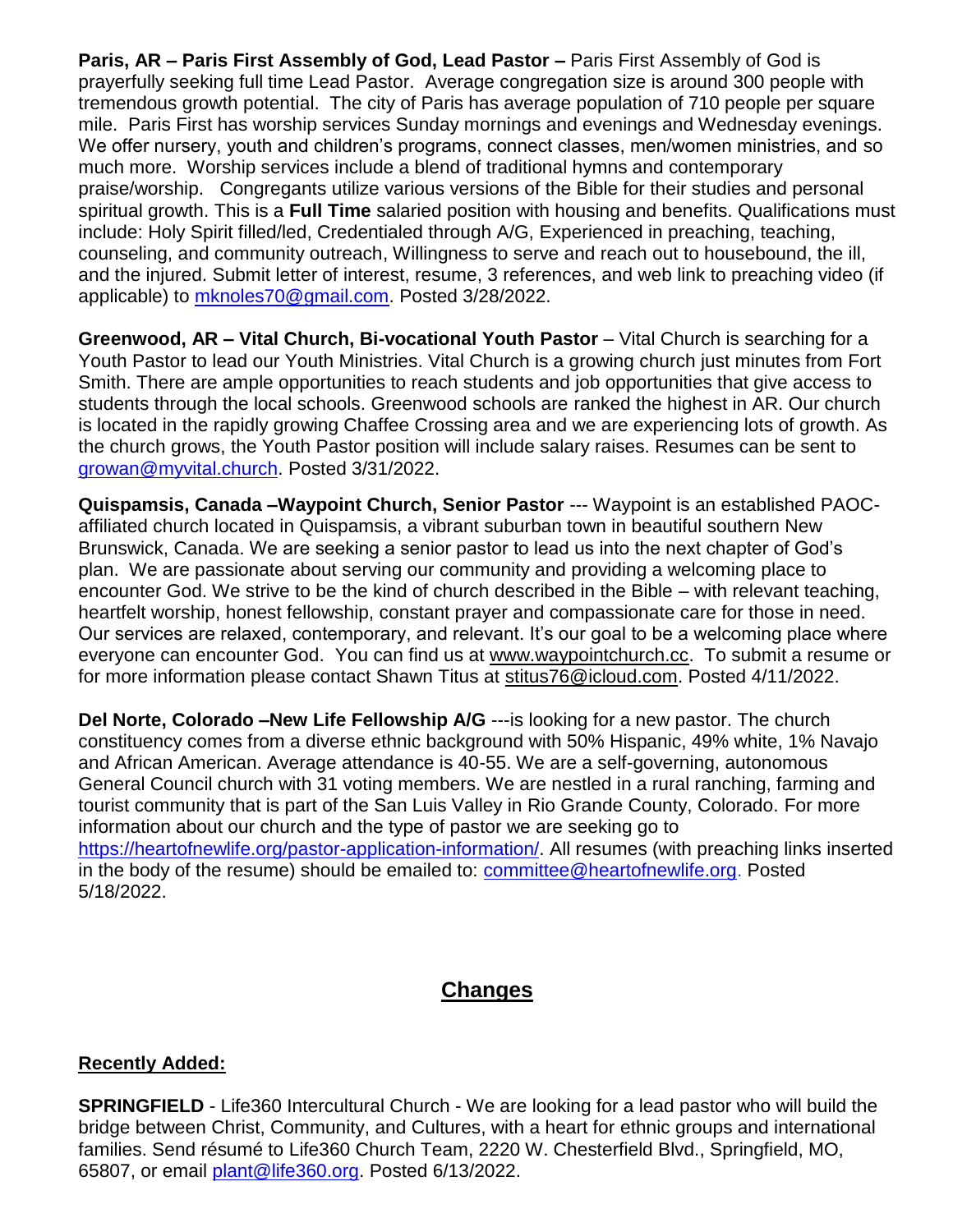**Paris, AR – Paris First Assembly of God, Lead Pastor –** Paris First Assembly of God is prayerfully seeking full time Lead Pastor. Average congregation size is around 300 people with tremendous growth potential. The city of Paris has average population of 710 people per square mile. Paris First has worship services Sunday mornings and evenings and Wednesday evenings. We offer nursery, youth and children's programs, connect classes, men/women ministries, and so much more. Worship services include a blend of traditional hymns and contemporary praise/worship. Congregants utilize various versions of the Bible for their studies and personal spiritual growth. This is a **Full Time** salaried position with housing and benefits. Qualifications must include: Holy Spirit filled/led, Credentialed through A/G, Experienced in preaching, teaching, counseling, and community outreach, Willingness to serve and reach out to housebound, the ill, and the injured. Submit letter of interest, resume, 3 references, and web link to preaching video (if applicable) to mknoles70@gmail.com. Posted 3/28/2022.

**Greenwood, AR – Vital Church, Bi-vocational Youth Pastor** – Vital Church is searching for a Youth Pastor to lead our Youth Ministries. Vital Church is a growing church just minutes from Fort Smith. There are ample opportunities to reach students and job opportunities that give access to students through the local schools. Greenwood schools are ranked the highest in AR. Our church is located in the rapidly growing Chaffee Crossing area and we are experiencing lots of growth. As the church grows, the Youth Pastor position will include salary raises. Resumes can be sent to growan@myvital.church. Posted 3/31/2022.

**Quispamsis, Canada –Waypoint Church, Senior Pastor** --- Waypoint is an established PAOC-affiliated church located in Quispamsis, a vibrant suburban town in beautiful southern New Brunswick, Canada. We are seeking a senior pastor to lead us into the next chapter of God's plan. We are passionate about serving our community and providing a welcoming place to encounter God. We strive to be the kind of church described in the Bible – with relevant teaching, heartfelt worship, honest fellowship, constant prayer and compassionate care for those in need. Our services are relaxed, contemporary, and relevant. It's our goal to be a welcoming place where everyone can encounter God. You can find us at www.waypointchurch.cc. To submit a resume or for more information please contact Shawn Titus at stitus76@icloud.com. Posted 4/11/2022.

**Del Norte, Colorado –New Life Fellowship A/G** ---is looking for a new pastor. The church constituency comes from a diverse ethnic background with 50% Hispanic, 49% white, 1% Navajo and African American. Average attendance is 40-55. We are a self-governing, autonomous General Council church with 31 voting members. We are nestled in a rural ranching, farming and tourist community that is part of the San Luis Valley in Rio Grande County, Colorado. For more information about our church and the type of pastor we are seeking go to https://heartofnewlife.org/pastor-application-information/. All resumes (with preaching links inserted in the body of the resume) should be emailed to: committee@heartofnewlife.org. Posted 5/18/2022.

## Changes

**Recently Added:**

**SPRINGFIELD** - Life360 Intercultural Church - We are looking for a lead pastor who will build the bridge between Christ, Community, and Cultures, with a heart for ethnic groups and international families. Send résumé to Life360 Church Team, 2220 W. Chesterfield Blvd., Springfield, MO, 65807, or email plant@life360.org. Posted 6/13/2022.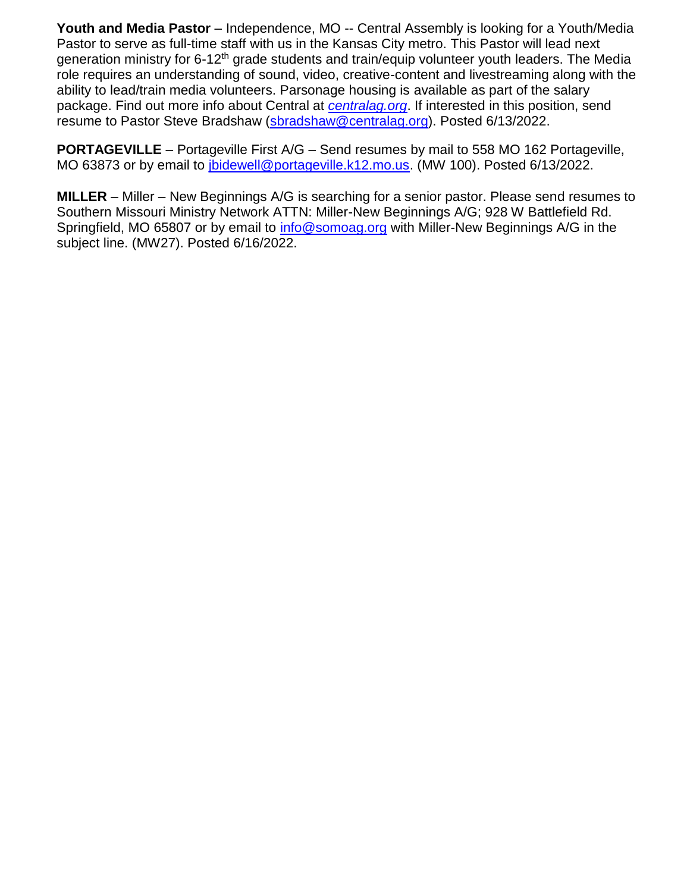**Youth and Media Pastor** – Independence, MO -- Central Assembly is looking for a Youth/Media Pastor to serve as full-time staff with us in the Kansas City metro. This Pastor will lead next generation ministry for 6-12th grade students and train/equip volunteer youth leaders. The Media role requires an understanding of sound, video, creative-content and livestreaming along with the ability to lead/train media volunteers. Parsonage housing is available as part of the salary package. Find out more info about Central at *centralag.org*. If interested in this position, send resume to Pastor Steve Bradshaw (sbradshaw@centralag.org). Posted 6/13/2022.

**PORTAGEVILLE** – Portageville First A/G – Send resumes by mail to 558 MO 162 Portageville, MO 63873 or by email to jbidewell@portageville.k12.mo.us. (MW 100). Posted 6/13/2022.

**MILLER** – Miller – New Beginnings A/G is searching for a senior pastor. Please send resumes to Southern Missouri Ministry Network ATTN: Miller-New Beginnings A/G; 928 W Battlefield Rd. Springfield, MO 65807 or by email to info@somoag.org with Miller-New Beginnings A/G in the subject line. (MW27). Posted 6/16/2022.